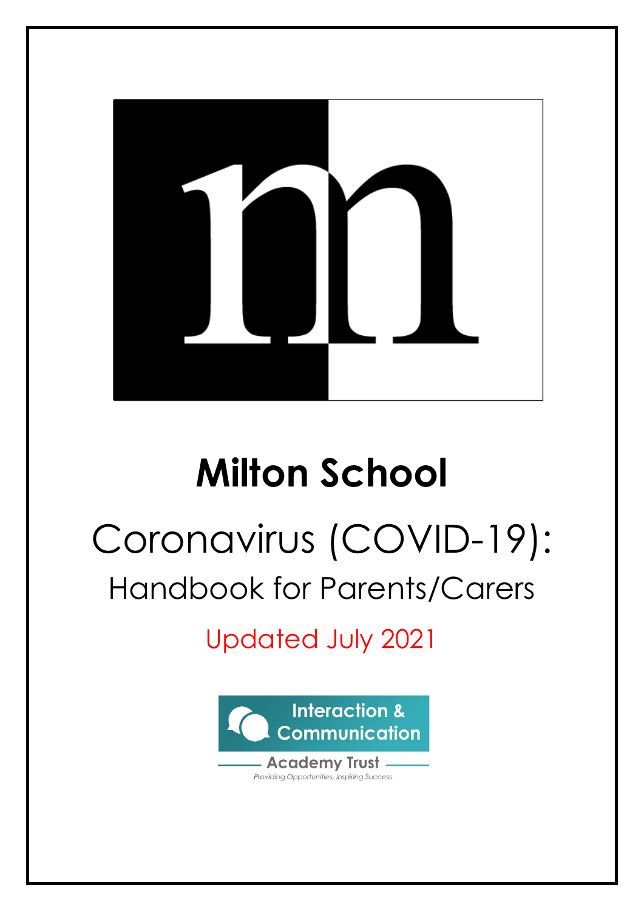# Milton School

## Coronavirus (COVID-19):

## Handbook for Parents/Carers

Updated July 2021

Interaction & Communication

Academy Trust

*Providing Opportunities, Inspiring Success*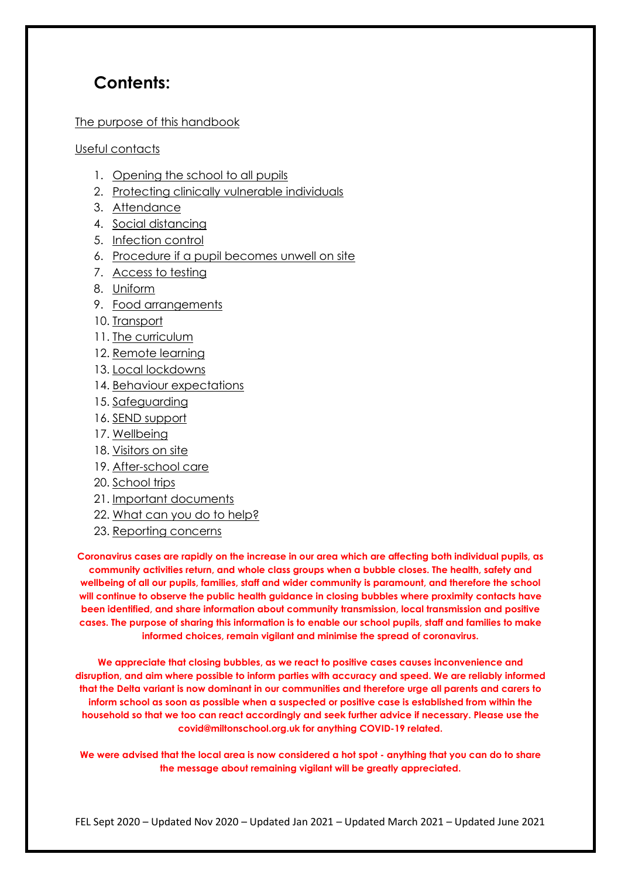## Contents:

The purpose of this handbook

Useful contacts

1. Opening the school to all pupils
2. Protecting clinically vulnerable individuals
3. Attendance
4. Social distancing
5. Infection control
6. Procedure if a pupil becomes unwell on site
7. Access to testing
8. Uniform
9. Food arrangements
10. Transport
11. The curriculum
12. Remote learning
13. Local lockdowns
14. Behaviour expectations
15. Safeguarding
16. SEND support
17. Wellbeing
18. Visitors on site
19. After-school care
20. School trips
21. Important documents
22. What can you do to help?
23. Reporting concerns

**Coronavirus cases are rapidly on the increase in our area which are affecting both individual pupils, as community activities return, and whole class groups when a bubble closes. The health, safety and wellbeing of all our pupils, families, staff and wider community is paramount, and therefore the school will continue to observe the public health guidance in closing bubbles where proximity contacts have been identified, and share information about community transmission, local transmission and positive cases. The purpose of sharing this information is to enable our school pupils, staff and families to make informed choices, remain vigilant and minimise the spread of coronavirus.**

**We appreciate that closing bubbles, as we react to positive cases causes inconvenience and disruption, and aim where possible to inform parties with accuracy and speed. We are reliably informed that the Delta variant is now dominant in our communities and therefore urge all parents and carers to inform school as soon as possible when a suspected or positive case is established from within the household so that we too can react accordingly and seek further advice if necessary. Please use the covid@miltonschool.org.uk for anything COVID-19 related.**

**We were advised that the local area is now considered a hot spot - anything that you can do to share the message about remaining vigilant will be greatly appreciated.**

FEL Sept 2020 – Updated Nov 2020 – Updated Jan 2021 – Updated March 2021 – Updated June 2021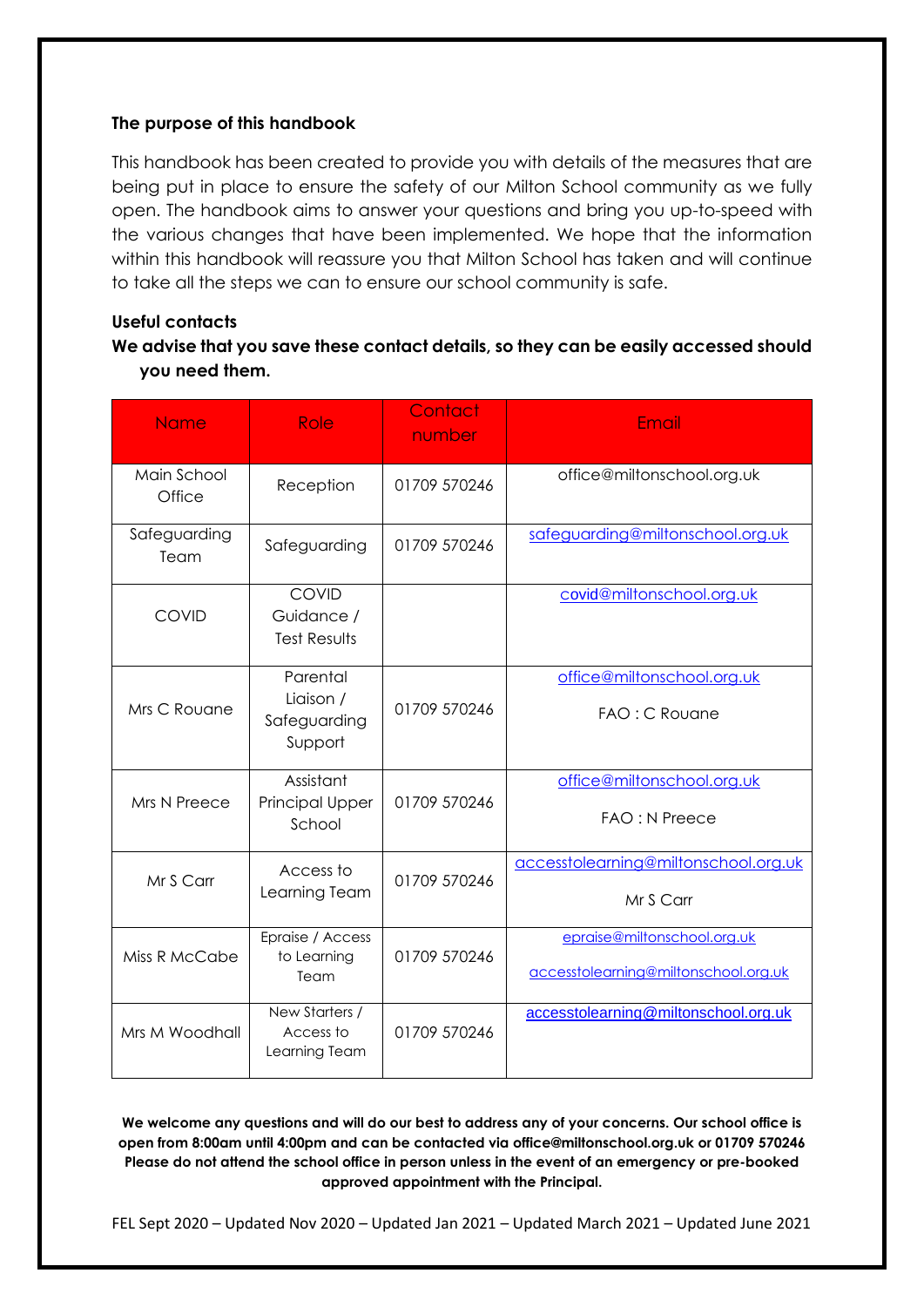**The purpose of this handbook**

This handbook has been created to provide you with details of the measures that are being put in place to ensure the safety of our Milton School community as we fully open. The handbook aims to answer your questions and bring you up-to-speed with the various changes that have been implemented. We hope that the information within this handbook will reassure you that Milton School has taken and will continue to take all the steps we can to ensure our school community is safe.

**Useful contacts**

**We advise that you save these contact details, so they can be easily accessed should you need them.**

| Name | Role | Contact number | Email |
|---|---|---|---|
| Main School Office | Reception | 01709 570246 | office@miltonschool.org.uk |
| Safeguarding Team | Safeguarding | 01709 570246 | safeguarding@miltonschool.org.uk |
| COVID | COVID Guidance / Test Results | | covid@miltonschool.org.uk |
| Mrs C Rouane | Parental Liaison / Safeguarding Support | 01709 570246 | office@miltonschool.org.uk FAO : C Rouane |
| Mrs N Preece | Assistant Principal Upper School | 01709 570246 | office@miltonschool.org.uk FAO : N Preece |
| Mr S Carr | Access to Learning Team | 01709 570246 | accesstolearning@miltonschool.org.uk Mr S Carr |
| Miss R McCabe | Epraise / Access to Learning Team | 01709 570246 | epraise@miltonschool.org.uk accesstolearning@miltonschool.org.uk |
| Mrs M Woodhall | New Starters / Access to Learning Team | 01709 570246 | accesstolearning@miltonschool.org.uk |

**We welcome any questions and will do our best to address any of your concerns. Our school office is open from 8:00am until 4:00pm and can be contacted via office@miltonschool.org.uk or 01709 570246 Please do not attend the school office in person unless in the event of an emergency or pre-booked approved appointment with the Principal.**

FEL Sept 2020 – Updated Nov 2020 – Updated Jan 2021 – Updated March 2021 – Updated June 2021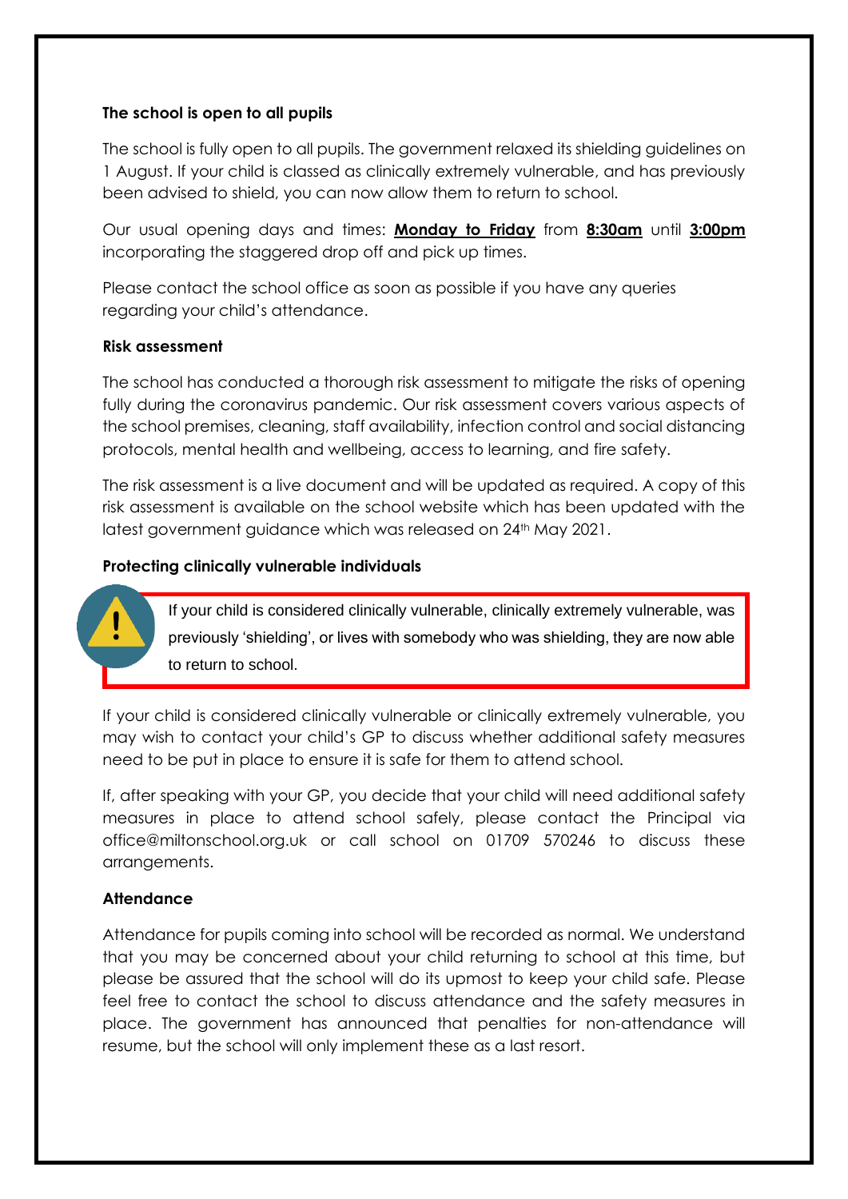### The school is open to all pupils

The school is fully open to all pupils. The government relaxed its shielding guidelines on 1 August. If your child is classed as clinically extremely vulnerable, and has previously been advised to shield, you can now allow them to return to school.

Our usual opening days and times: **Monday to Friday** from **8:30am** until **3:00pm** incorporating the staggered drop off and pick up times.

Please contact the school office as soon as possible if you have any queries regarding your child's attendance.

### Risk assessment

The school has conducted a thorough risk assessment to mitigate the risks of opening fully during the coronavirus pandemic. Our risk assessment covers various aspects of the school premises, cleaning, staff availability, infection control and social distancing protocols, mental health and wellbeing, access to learning, and fire safety.

The risk assessment is a live document and will be updated as required. A copy of this risk assessment is available on the school website which has been updated with the latest government guidance which was released on 24th May 2021.

### Protecting clinically vulnerable individuals

> If your child is considered clinically vulnerable, clinically extremely vulnerable, was previously 'shielding', or lives with somebody who was shielding, they are now able to return to school.

If your child is considered clinically vulnerable or clinically extremely vulnerable, you may wish to contact your child's GP to discuss whether additional safety measures need to be put in place to ensure it is safe for them to attend school.

If, after speaking with your GP, you decide that your child will need additional safety measures in place to attend school safely, please contact the Principal via office@miltonschool.org.uk or call school on 01709 570246 to discuss these arrangements.

### Attendance

Attendance for pupils coming into school will be recorded as normal. We understand that you may be concerned about your child returning to school at this time, but please be assured that the school will do its upmost to keep your child safe. Please feel free to contact the school to discuss attendance and the safety measures in place. The government has announced that penalties for non-attendance will resume, but the school will only implement these as a last resort.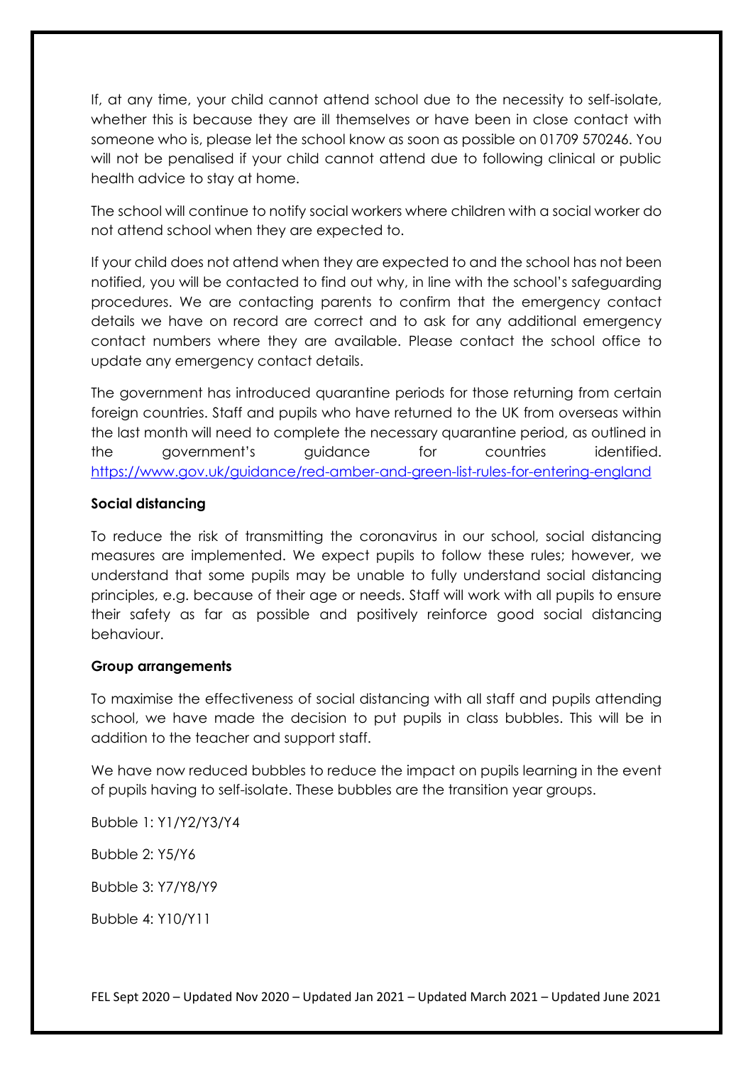If, at any time, your child cannot attend school due to the necessity to self-isolate, whether this is because they are ill themselves or have been in close contact with someone who is, please let the school know as soon as possible on 01709 570246. You will not be penalised if your child cannot attend due to following clinical or public health advice to stay at home.

The school will continue to notify social workers where children with a social worker do not attend school when they are expected to.

If your child does not attend when they are expected to and the school has not been notified, you will be contacted to find out why, in line with the school's safeguarding procedures. We are contacting parents to confirm that the emergency contact details we have on record are correct and to ask for any additional emergency contact numbers where they are available. Please contact the school office to update any emergency contact details.

The government has introduced quarantine periods for those returning from certain foreign countries. Staff and pupils who have returned to the UK from overseas within the last month will need to complete the necessary quarantine period, as outlined in the government's guidance for countries identified. https://www.gov.uk/guidance/red-amber-and-green-list-rules-for-entering-england

**Social distancing**

To reduce the risk of transmitting the coronavirus in our school, social distancing measures are implemented. We expect pupils to follow these rules; however, we understand that some pupils may be unable to fully understand social distancing principles, e.g. because of their age or needs. Staff will work with all pupils to ensure their safety as far as possible and positively reinforce good social distancing behaviour.

**Group arrangements**

To maximise the effectiveness of social distancing with all staff and pupils attending school, we have made the decision to put pupils in class bubbles. This will be in addition to the teacher and support staff.

We have now reduced bubbles to reduce the impact on pupils learning in the event of pupils having to self-isolate. These bubbles are the transition year groups.

Bubble 1: Y1/Y2/Y3/Y4

Bubble 2: Y5/Y6

Bubble 3: Y7/Y8/Y9

Bubble 4: Y10/Y11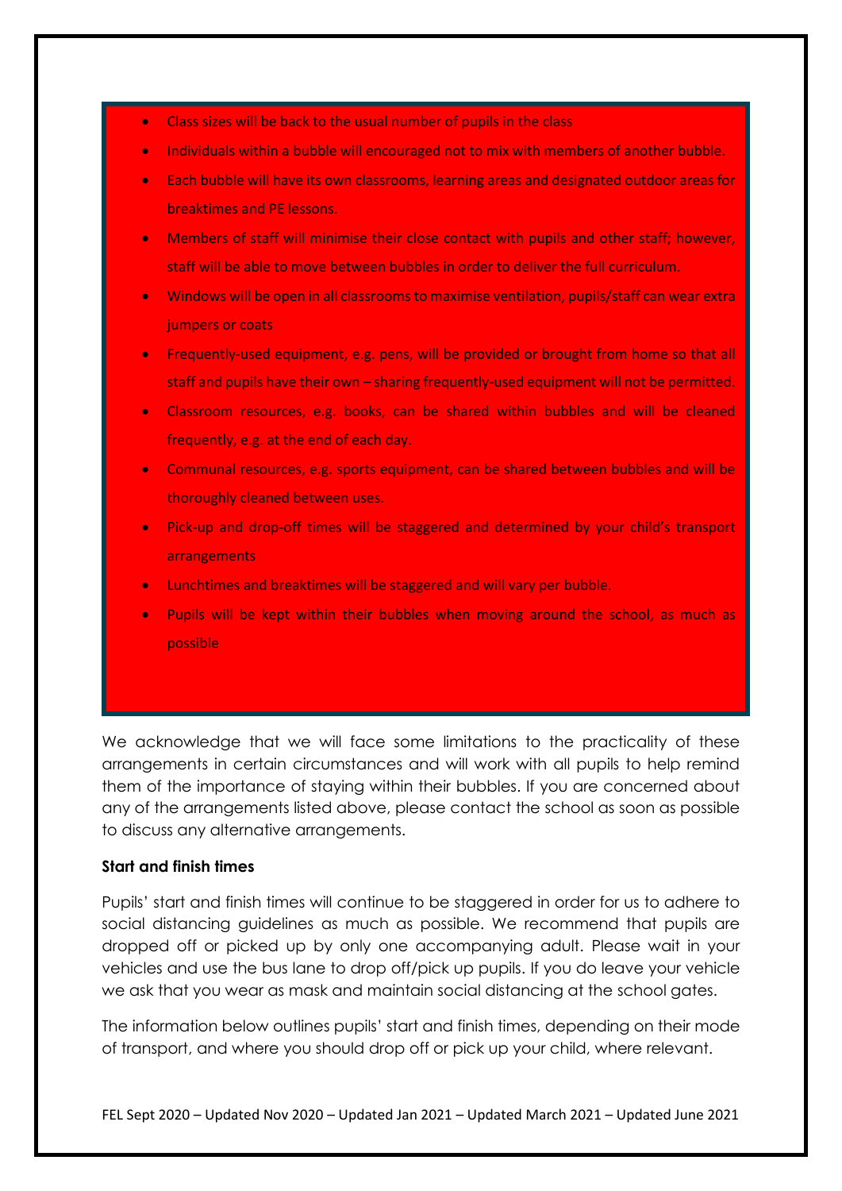- Class sizes will be back to the usual number of pupils in the class
- Individuals within a bubble will encouraged not to mix with members of another bubble.
- Each bubble will have its own classrooms, learning areas and designated outdoor areas for breaktimes and PE lessons.
- Members of staff will minimise their close contact with pupils and other staff; however, staff will be able to move between bubbles in order to deliver the full curriculum.
- Windows will be open in all classrooms to maximise ventilation, pupils/staff can wear extra jumpers or coats
- Frequently-used equipment, e.g. pens, will be provided or brought from home so that all staff and pupils have their own – sharing frequently-used equipment will not be permitted.
- Classroom resources, e.g. books, can be shared within bubbles and will be cleaned frequently, e.g. at the end of each day.
- Communal resources, e.g. sports equipment, can be shared between bubbles and will be thoroughly cleaned between uses.
- Pick-up and drop-off times will be staggered and determined by your child's transport arrangements
- Lunchtimes and breaktimes will be staggered and will vary per bubble.
- Pupils will be kept within their bubbles when moving around the school, as much as possible

We acknowledge that we will face some limitations to the practicality of these arrangements in certain circumstances and will work with all pupils to help remind them of the importance of staying within their bubbles. If you are concerned about any of the arrangements listed above, please contact the school as soon as possible to discuss any alternative arrangements.

**Start and finish times**

Pupils' start and finish times will continue to be staggered in order for us to adhere to social distancing guidelines as much as possible. We recommend that pupils are dropped off or picked up by only one accompanying adult. Please wait in your vehicles and use the bus lane to drop off/pick up pupils. If you do leave your vehicle we ask that you wear as mask and maintain social distancing at the school gates.

The information below outlines pupils' start and finish times, depending on their mode of transport, and where you should drop off or pick up your child, where relevant.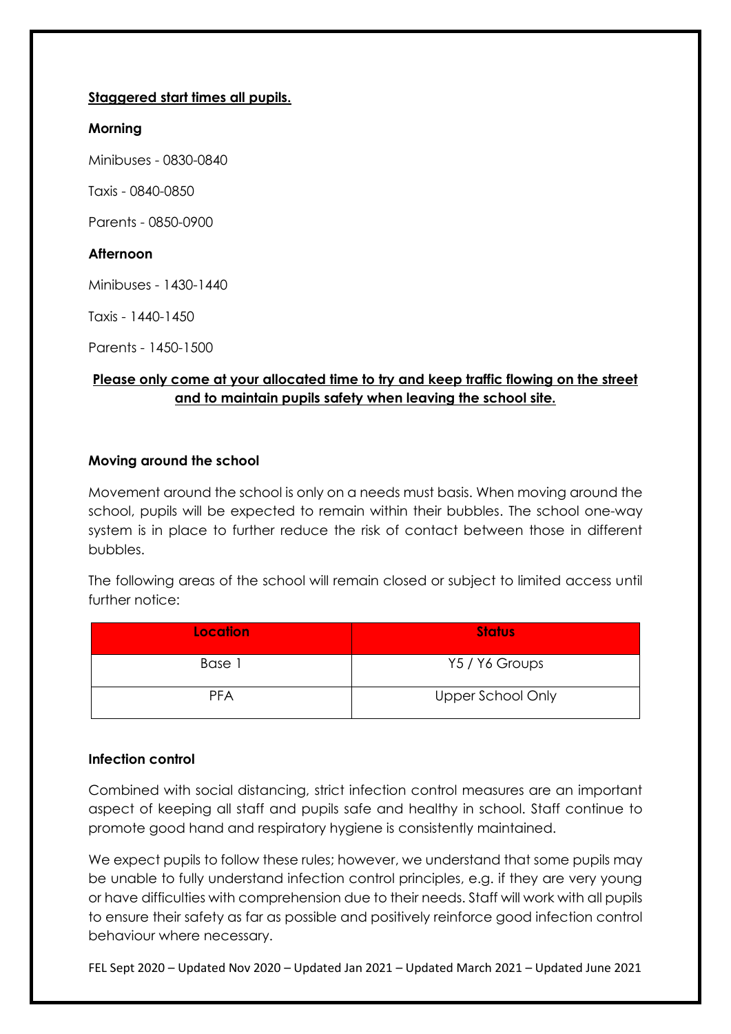**Staggered start times all pupils.**

**Morning**

Minibuses - 0830-0840

Taxis - 0840-0850

Parents - 0850-0900

**Afternoon**

Minibuses - 1430-1440

Taxis - 1440-1450

Parents - 1450-1500

**Please only come at your allocated time to try and keep traffic flowing on the street and to maintain pupils safety when leaving the school site.**

**Moving around the school**

Movement around the school is only on a needs must basis. When moving around the school, pupils will be expected to remain within their bubbles. The school one-way system is in place to further reduce the risk of contact between those in different bubbles.

The following areas of the school will remain closed or subject to limited access until further notice:

| Location | Status |
|---|---|
| Base 1 | Y5 / Y6 Groups |
| PFA | Upper School Only |

**Infection control**

Combined with social distancing, strict infection control measures are an important aspect of keeping all staff and pupils safe and healthy in school. Staff continue to promote good hand and respiratory hygiene is consistently maintained.

We expect pupils to follow these rules; however, we understand that some pupils may be unable to fully understand infection control principles, e.g. if they are very young or have difficulties with comprehension due to their needs. Staff will work with all pupils to ensure their safety as far as possible and positively reinforce good infection control behaviour where necessary.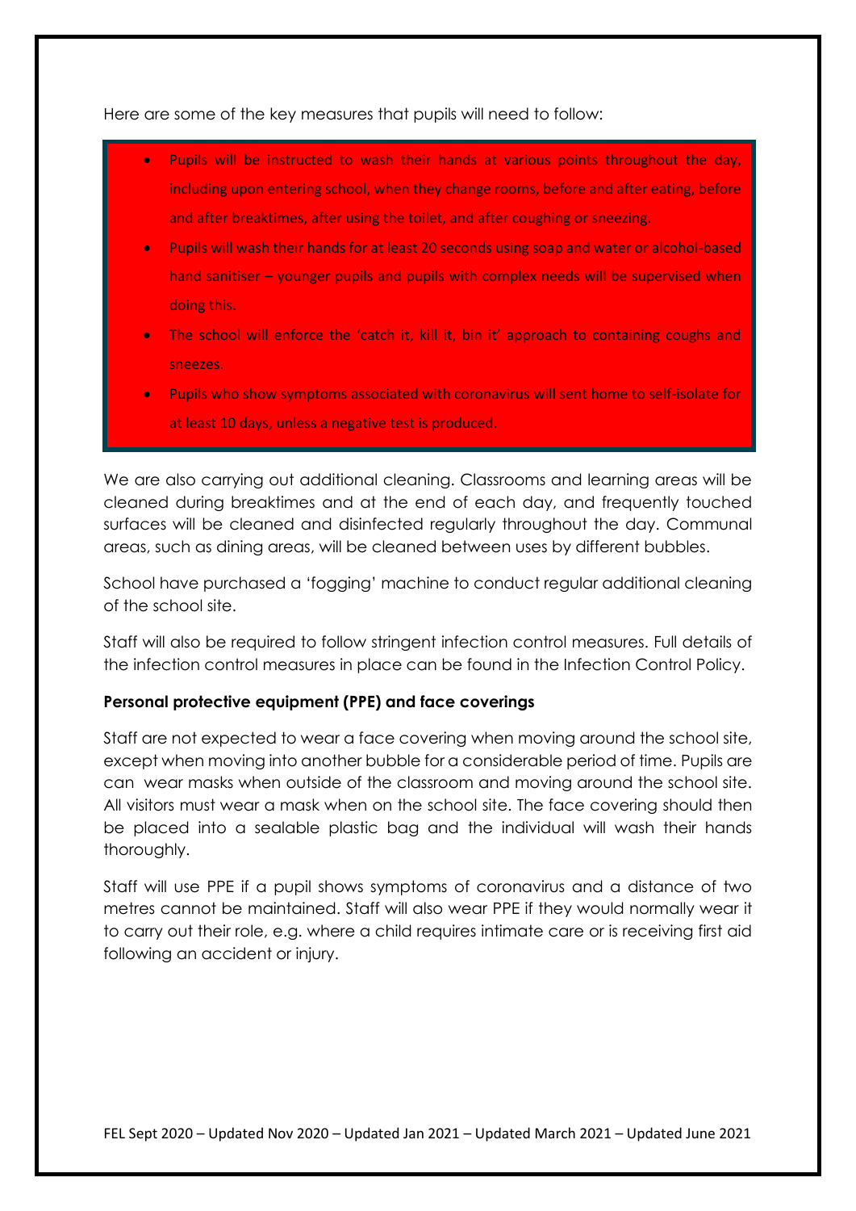Here are some of the key measures that pupils will need to follow:

- Pupils will be instructed to wash their hands at various points throughout the day, including upon entering school, when they change rooms, before and after eating, before and after breaktimes, after using the toilet, and after coughing or sneezing.
- Pupils will wash their hands for at least 20 seconds using soap and water or alcohol-based hand sanitiser – younger pupils and pupils with complex needs will be supervised when doing this.
- The school will enforce the 'catch it, kill it, bin it' approach to containing coughs and sneezes.
- Pupils who show symptoms associated with coronavirus will sent home to self-isolate for at least 10 days, unless a negative test is produced.

We are also carrying out additional cleaning. Classrooms and learning areas will be cleaned during breaktimes and at the end of each day, and frequently touched surfaces will be cleaned and disinfected regularly throughout the day. Communal areas, such as dining areas, will be cleaned between uses by different bubbles.

School have purchased a 'fogging' machine to conduct regular additional cleaning of the school site.

Staff will also be required to follow stringent infection control measures. Full details of the infection control measures in place can be found in the Infection Control Policy.

**Personal protective equipment (PPE) and face coverings**

Staff are not expected to wear a face covering when moving around the school site, except when moving into another bubble for a considerable period of time. Pupils are can wear masks when outside of the classroom and moving around the school site. All visitors must wear a mask when on the school site. The face covering should then be placed into a sealable plastic bag and the individual will wash their hands thoroughly.

Staff will use PPE if a pupil shows symptoms of coronavirus and a distance of two metres cannot be maintained. Staff will also wear PPE if they would normally wear it to carry out their role, e.g. where a child requires intimate care or is receiving first aid following an accident or injury.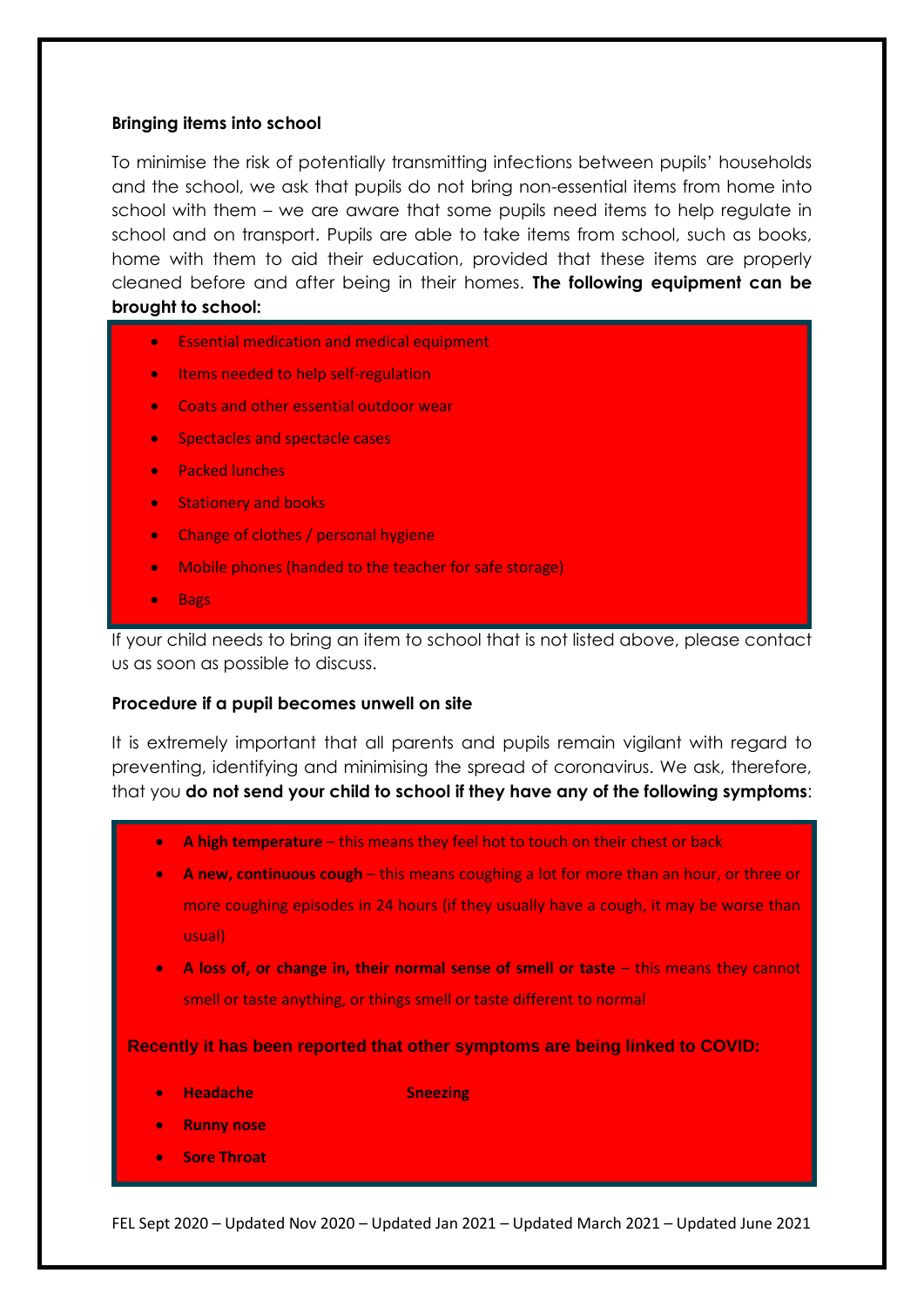**Bringing items into school**

To minimise the risk of potentially transmitting infections between pupils' households and the school, we ask that pupils do not bring non-essential items from home into school with them – we are aware that some pupils need items to help regulate in school and on transport. Pupils are able to take items from school, such as books, home with them to aid their education, provided that these items are properly cleaned before and after being in their homes. **The following equipment can be brought to school:**

- Essential medication and medical equipment
- Items needed to help self-regulation
- Coats and other essential outdoor wear
- Spectacles and spectacle cases
- Packed lunches
- Stationery and books
- Change of clothes / personal hygiene
- Mobile phones (handed to the teacher for safe storage)
- Bags

If your child needs to bring an item to school that is not listed above, please contact us as soon as possible to discuss.

**Procedure if a pupil becomes unwell on site**

It is extremely important that all parents and pupils remain vigilant with regard to preventing, identifying and minimising the spread of coronavirus. We ask, therefore, that you **do not send your child to school if they have any of the following symptoms**:

- **A high temperature** – this means they feel hot to touch on their chest or back
- **A new, continuous cough** – this means coughing a lot for more than an hour, or three or more coughing episodes in 24 hours (if they usually have a cough, it may be worse than usual)
- **A loss of, or change in, their normal sense of smell or taste** – this means they cannot smell or taste anything, or things smell or taste different to normal

**Recently it has been reported that other symptoms are being linked to COVID:**

- **Headache**
- **Sneezing**
- **Runny nose**
- **Sore Throat**

FEL Sept 2020 – Updated Nov 2020 – Updated Jan 2021 – Updated March 2021 – Updated June 2021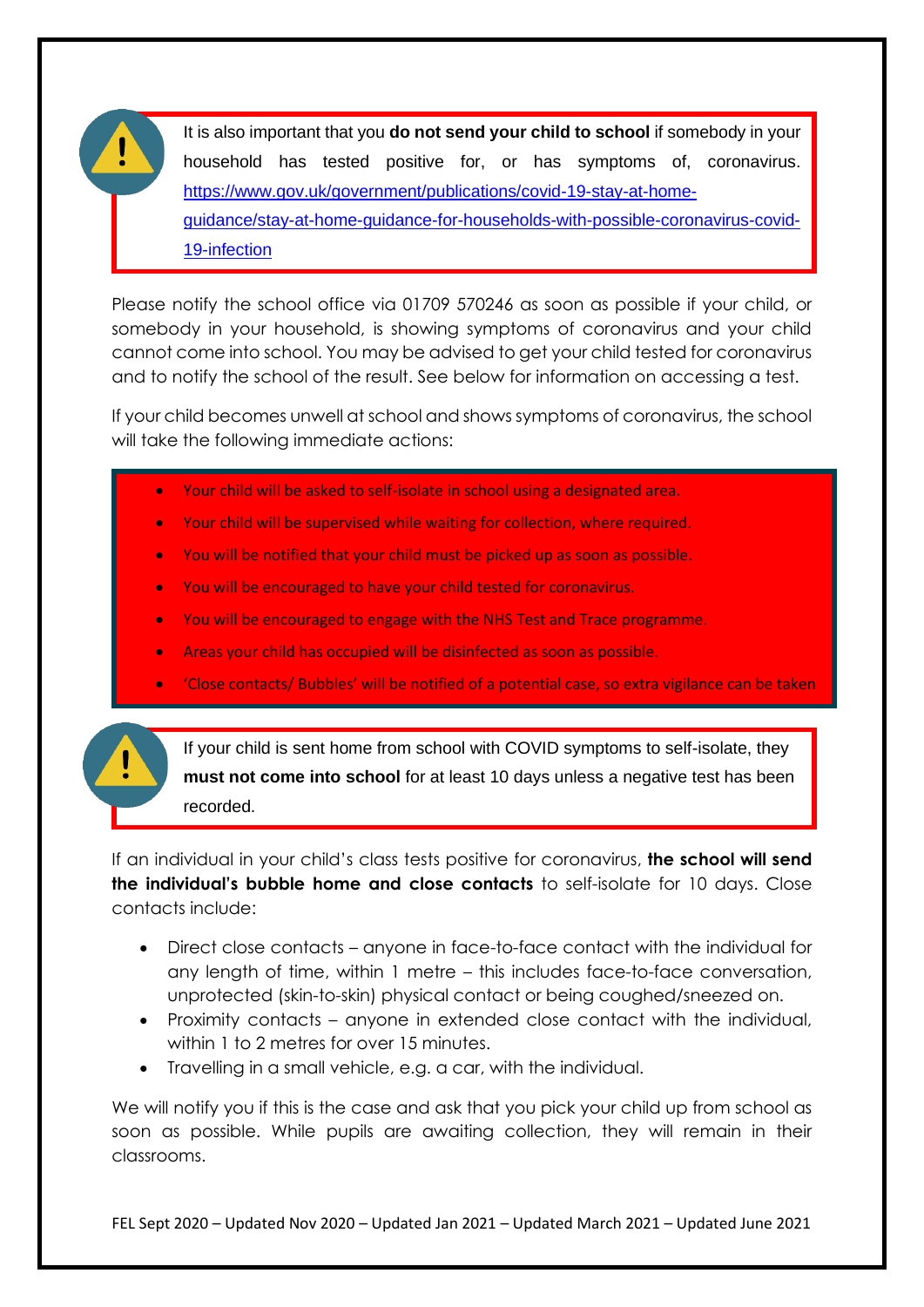It is also important that you **do not send your child to school** if somebody in your household has tested positive for, or has symptoms of, coronavirus. https://www.gov.uk/government/publications/covid-19-stay-at-home-guidance/stay-at-home-guidance-for-households-with-possible-coronavirus-covid-19-infection

Please notify the school office via 01709 570246 as soon as possible if your child, or somebody in your household, is showing symptoms of coronavirus and your child cannot come into school. You may be advised to get your child tested for coronavirus and to notify the school of the result. See below for information on accessing a test.

If your child becomes unwell at school and shows symptoms of coronavirus, the school will take the following immediate actions:

- Your child will be asked to self-isolate in school using a designated area.
- Your child will be supervised while waiting for collection, where required.
- You will be notified that your child must be picked up as soon as possible.
- You will be encouraged to have your child tested for coronavirus.
- You will be encouraged to engage with the NHS Test and Trace programme.
- Areas your child has occupied will be disinfected as soon as possible.
- 'Close contacts/ Bubbles' will be notified of a potential case, so extra vigilance can be taken

If your child is sent home from school with COVID symptoms to self-isolate, they **must not come into school** for at least 10 days unless a negative test has been recorded.

If an individual in your child's class tests positive for coronavirus, **the school will send the individual's bubble home and close contacts** to self-isolate for 10 days. Close contacts include:

- Direct close contacts – anyone in face-to-face contact with the individual for any length of time, within 1 metre – this includes face-to-face conversation, unprotected (skin-to-skin) physical contact or being coughed/sneezed on.
- Proximity contacts – anyone in extended close contact with the individual, within 1 to 2 metres for over 15 minutes.
- Travelling in a small vehicle, e.g. a car, with the individual.

We will notify you if this is the case and ask that you pick your child up from school as soon as possible. While pupils are awaiting collection, they will remain in their classrooms.

FEL Sept 2020 – Updated Nov 2020 – Updated Jan 2021 – Updated March 2021 – Updated June 2021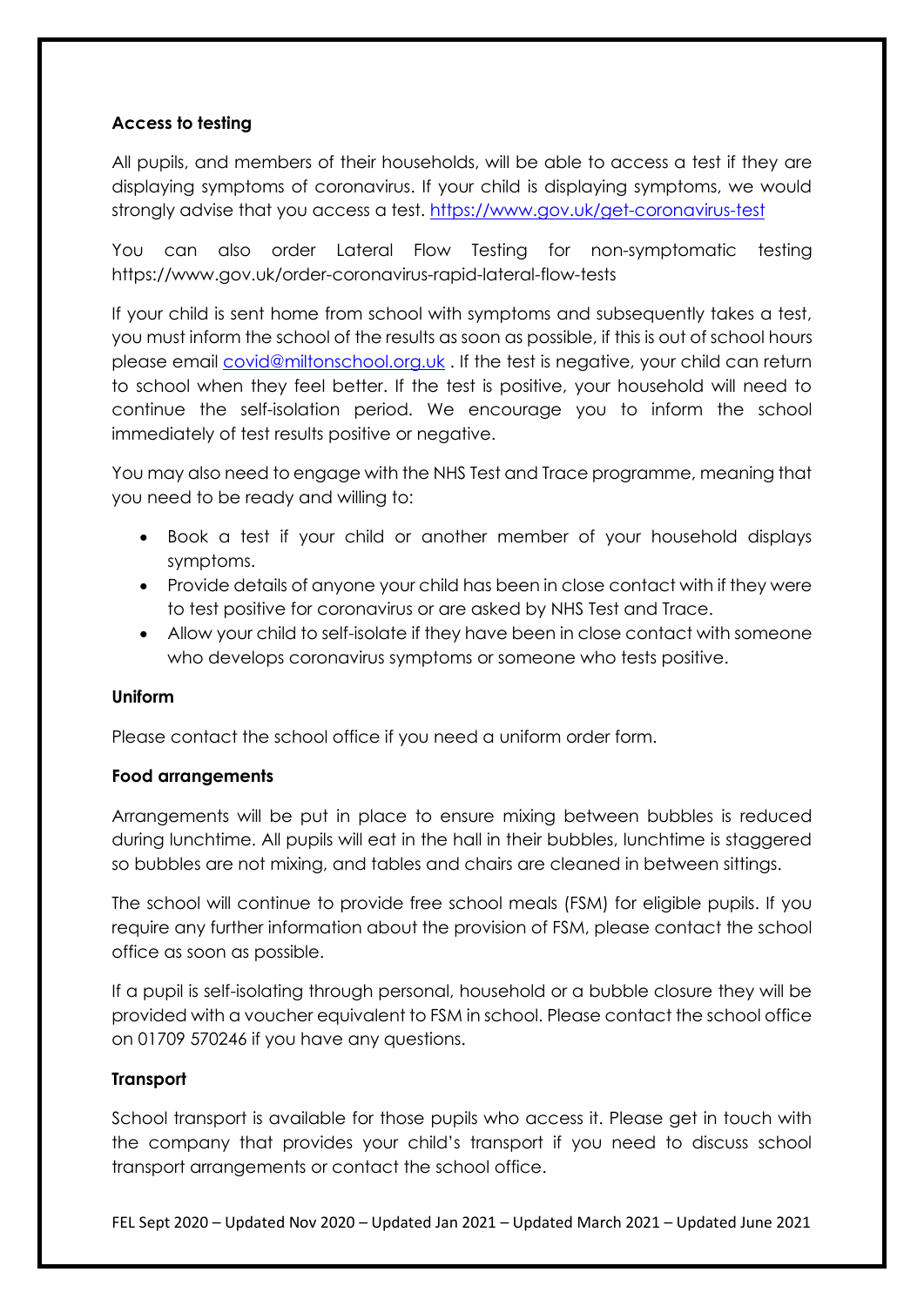**Access to testing**

All pupils, and members of their households, will be able to access a test if they are displaying symptoms of coronavirus. If your child is displaying symptoms, we would strongly advise that you access a test. [https://www.gov.uk/get-coronavirus-test](https://www.gov.uk/get-coronavirus-test)

You can also order Lateral Flow Testing for non-symptomatic testing https://www.gov.uk/order-coronavirus-rapid-lateral-flow-tests

If your child is sent home from school with symptoms and subsequently takes a test, you must inform the school of the results as soon as possible, if this is out of school hours please email [covid@miltonschool.org.uk](mailto:covid@miltonschool.org.uk) . If the test is negative, your child can return to school when they feel better. If the test is positive, your household will need to continue the self-isolation period. We encourage you to inform the school immediately of test results positive or negative.

You may also need to engage with the NHS Test and Trace programme, meaning that you need to be ready and willing to:

- Book a test if your child or another member of your household displays symptoms.
- Provide details of anyone your child has been in close contact with if they were to test positive for coronavirus or are asked by NHS Test and Trace.
- Allow your child to self-isolate if they have been in close contact with someone who develops coronavirus symptoms or someone who tests positive.

**Uniform**

Please contact the school office if you need a uniform order form.

**Food arrangements**

Arrangements will be put in place to ensure mixing between bubbles is reduced during lunchtime. All pupils will eat in the hall in their bubbles, lunchtime is staggered so bubbles are not mixing, and tables and chairs are cleaned in between sittings.

The school will continue to provide free school meals (FSM) for eligible pupils. If you require any further information about the provision of FSM, please contact the school office as soon as possible.

If a pupil is self-isolating through personal, household or a bubble closure they will be provided with a voucher equivalent to FSM in school. Please contact the school office on 01709 570246 if you have any questions.

**Transport**

School transport is available for those pupils who access it. Please get in touch with the company that provides your child's transport if you need to discuss school transport arrangements or contact the school office.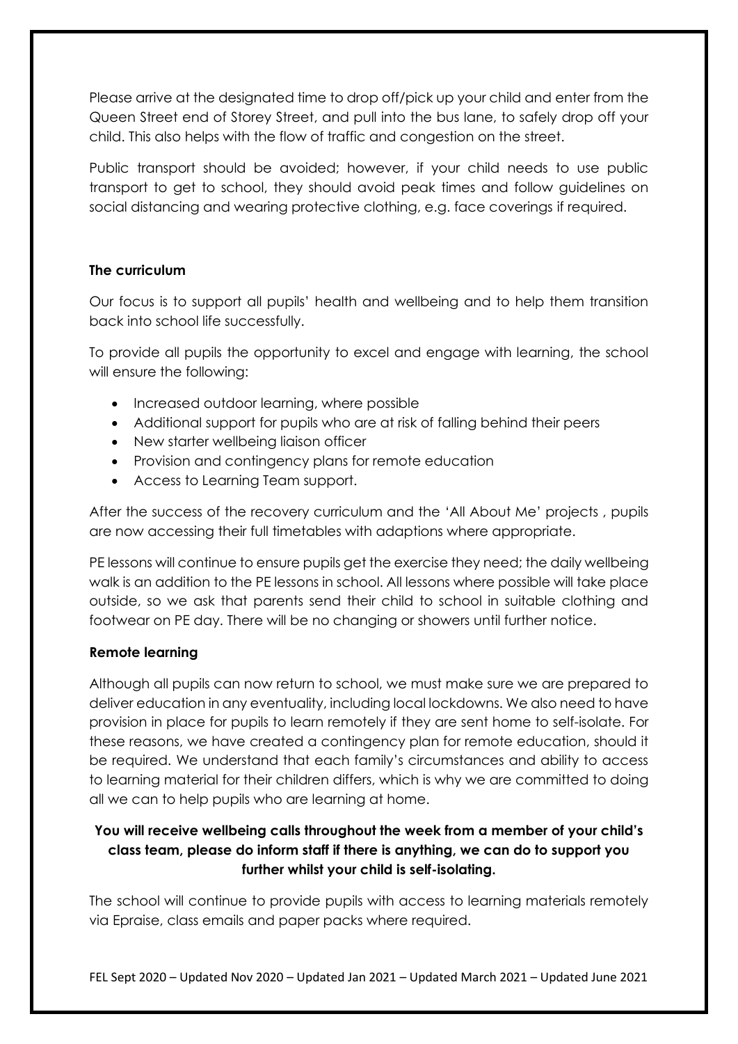Please arrive at the designated time to drop off/pick up your child and enter from the Queen Street end of Storey Street, and pull into the bus lane, to safely drop off your child. This also helps with the flow of traffic and congestion on the street.

Public transport should be avoided; however, if your child needs to use public transport to get to school, they should avoid peak times and follow guidelines on social distancing and wearing protective clothing, e.g. face coverings if required.

**The curriculum**

Our focus is to support all pupils' health and wellbeing and to help them transition back into school life successfully.

To provide all pupils the opportunity to excel and engage with learning, the school will ensure the following:

- Increased outdoor learning, where possible
- Additional support for pupils who are at risk of falling behind their peers
- New starter wellbeing liaison officer
- Provision and contingency plans for remote education
- Access to Learning Team support.

After the success of the recovery curriculum and the 'All About Me' projects , pupils are now accessing their full timetables with adaptions where appropriate.

PE lessons will continue to ensure pupils get the exercise they need; the daily wellbeing walk is an addition to the PE lessons in school. All lessons where possible will take place outside, so we ask that parents send their child to school in suitable clothing and footwear on PE day. There will be no changing or showers until further notice.

**Remote learning**

Although all pupils can now return to school, we must make sure we are prepared to deliver education in any eventuality, including local lockdowns. We also need to have provision in place for pupils to learn remotely if they are sent home to self-isolate. For these reasons, we have created a contingency plan for remote education, should it be required. We understand that each family's circumstances and ability to access to learning material for their children differs, which is why we are committed to doing all we can to help pupils who are learning at home.

**You will receive wellbeing calls throughout the week from a member of your child's class team, please do inform staff if there is anything, we can do to support you further whilst your child is self-isolating.**

The school will continue to provide pupils with access to learning materials remotely via Epraise, class emails and paper packs where required.

FEL Sept 2020 – Updated Nov 2020 – Updated Jan 2021 – Updated March 2021 – Updated June 2021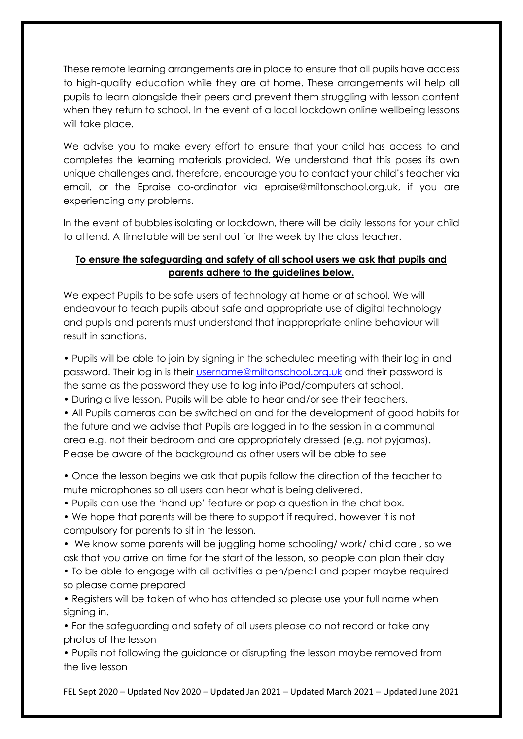These remote learning arrangements are in place to ensure that all pupils have access to high-quality education while they are at home. These arrangements will help all pupils to learn alongside their peers and prevent them struggling with lesson content when they return to school. In the event of a local lockdown online wellbeing lessons will take place.

We advise you to make every effort to ensure that your child has access to and completes the learning materials provided. We understand that this poses its own unique challenges and, therefore, encourage you to contact your child's teacher via email, or the Epraise co-ordinator via epraise@miltonschool.org.uk, if you are experiencing any problems.

In the event of bubbles isolating or lockdown, there will be daily lessons for your child to attend. A timetable will be sent out for the week by the class teacher.

**To ensure the safeguarding and safety of all school users we ask that pupils and parents adhere to the guidelines below.**

We expect Pupils to be safe users of technology at home or at school. We will endeavour to teach pupils about safe and appropriate use of digital technology and pupils and parents must understand that inappropriate online behaviour will result in sanctions.

- Pupils will be able to join by signing in the scheduled meeting with their log in and password. Their log in is their [username@miltonschool.org.uk](mailto:username@miltonschool.org.uk) and their password is the same as the password they use to log into iPad/computers at school.
- During a live lesson, Pupils will be able to hear and/or see their teachers.
- All Pupils cameras can be switched on and for the development of good habits for the future and we advise that Pupils are logged in to the session in a communal area e.g. not their bedroom and are appropriately dressed (e.g. not pyjamas). Please be aware of the background as other users will be able to see
- Once the lesson begins we ask that pupils follow the direction of the teacher to mute microphones so all users can hear what is being delivered.
- Pupils can use the 'hand up' feature or pop a question in the chat box.
- We hope that parents will be there to support if required, however it is not compulsory for parents to sit in the lesson.
- We know some parents will be juggling home schooling/ work/ child care , so we ask that you arrive on time for the start of the lesson, so people can plan their day
- To be able to engage with all activities a pen/pencil and paper maybe required so please come prepared
- Registers will be taken of who has attended so please use your full name when signing in.
- For the safeguarding and safety of all users please do not record or take any photos of the lesson
- Pupils not following the guidance or disrupting the lesson maybe removed from the live lesson

FEL Sept 2020 – Updated Nov 2020 – Updated Jan 2021 – Updated March 2021 – Updated June 2021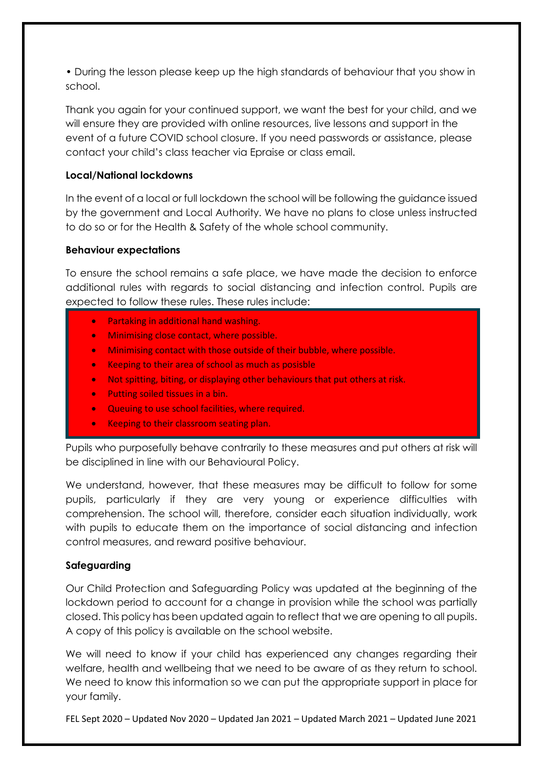- During the lesson please keep up the high standards of behaviour that you show in school.

Thank you again for your continued support, we want the best for your child, and we will ensure they are provided with online resources, live lessons and support in the event of a future COVID school closure. If you need passwords or assistance, please contact your child's class teacher via Epraise or class email.

**Local/National lockdowns**

In the event of a local or full lockdown the school will be following the guidance issued by the government and Local Authority. We have no plans to close unless instructed to do so or for the Health & Safety of the whole school community.

**Behaviour expectations**

To ensure the school remains a safe place, we have made the decision to enforce additional rules with regards to social distancing and infection control. Pupils are expected to follow these rules. These rules include:

- Partaking in additional hand washing.
- Minimising close contact, where possible.
- Minimising contact with those outside of their bubble, where possible.
- Keeping to their area of school as much as posisble
- Not spitting, biting, or displaying other behaviours that put others at risk.
- Putting soiled tissues in a bin.
- Queuing to use school facilities, where required.
- Keeping to their classroom seating plan.

Pupils who purposefully behave contrarily to these measures and put others at risk will be disciplined in line with our Behavioural Policy.

We understand, however, that these measures may be difficult to follow for some pupils, particularly if they are very young or experience difficulties with comprehension. The school will, therefore, consider each situation individually, work with pupils to educate them on the importance of social distancing and infection control measures, and reward positive behaviour.

**Safeguarding**

Our Child Protection and Safeguarding Policy was updated at the beginning of the lockdown period to account for a change in provision while the school was partially closed. This policy has been updated again to reflect that we are opening to all pupils. A copy of this policy is available on the school website.

We will need to know if your child has experienced any changes regarding their welfare, health and wellbeing that we need to be aware of as they return to school. We need to know this information so we can put the appropriate support in place for your family.

FEL Sept 2020 – Updated Nov 2020 – Updated Jan 2021 – Updated March 2021 – Updated June 2021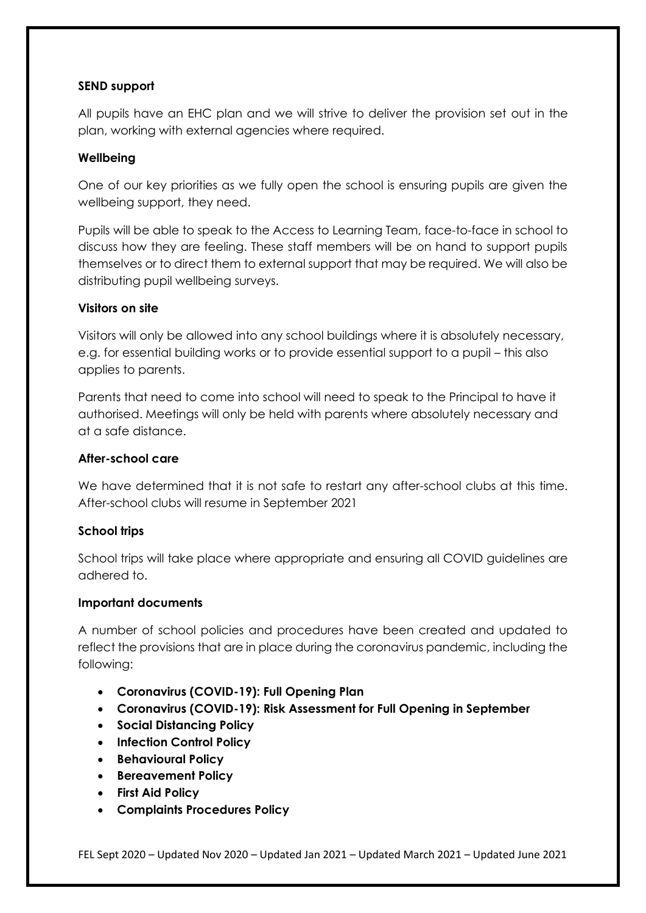**SEND support**

All pupils have an EHC plan and we will strive to deliver the provision set out in the plan, working with external agencies where required.

**Wellbeing**

One of our key priorities as we fully open the school is ensuring pupils are given the wellbeing support, they need.

Pupils will be able to speak to the Access to Learning Team, face-to-face in school to discuss how they are feeling. These staff members will be on hand to support pupils themselves or to direct them to external support that may be required. We will also be distributing pupil wellbeing surveys.

**Visitors on site**

Visitors will only be allowed into any school buildings where it is absolutely necessary, e.g. for essential building works or to provide essential support to a pupil – this also applies to parents.

Parents that need to come into school will need to speak to the Principal to have it authorised. Meetings will only be held with parents where absolutely necessary and at a safe distance.

**After-school care**

We have determined that it is not safe to restart any after-school clubs at this time. After-school clubs will resume in September 2021

**School trips**

School trips will take place where appropriate and ensuring all COVID guidelines are adhered to.

**Important documents**

A number of school policies and procedures have been created and updated to reflect the provisions that are in place during the coronavirus pandemic, including the following:

- **Coronavirus (COVID-19): Full Opening Plan**
- **Coronavirus (COVID-19): Risk Assessment for Full Opening in September**
- **Social Distancing Policy**
- **Infection Control Policy**
- **Behavioural Policy**
- **Bereavement Policy**
- **First Aid Policy**
- **Complaints Procedures Policy**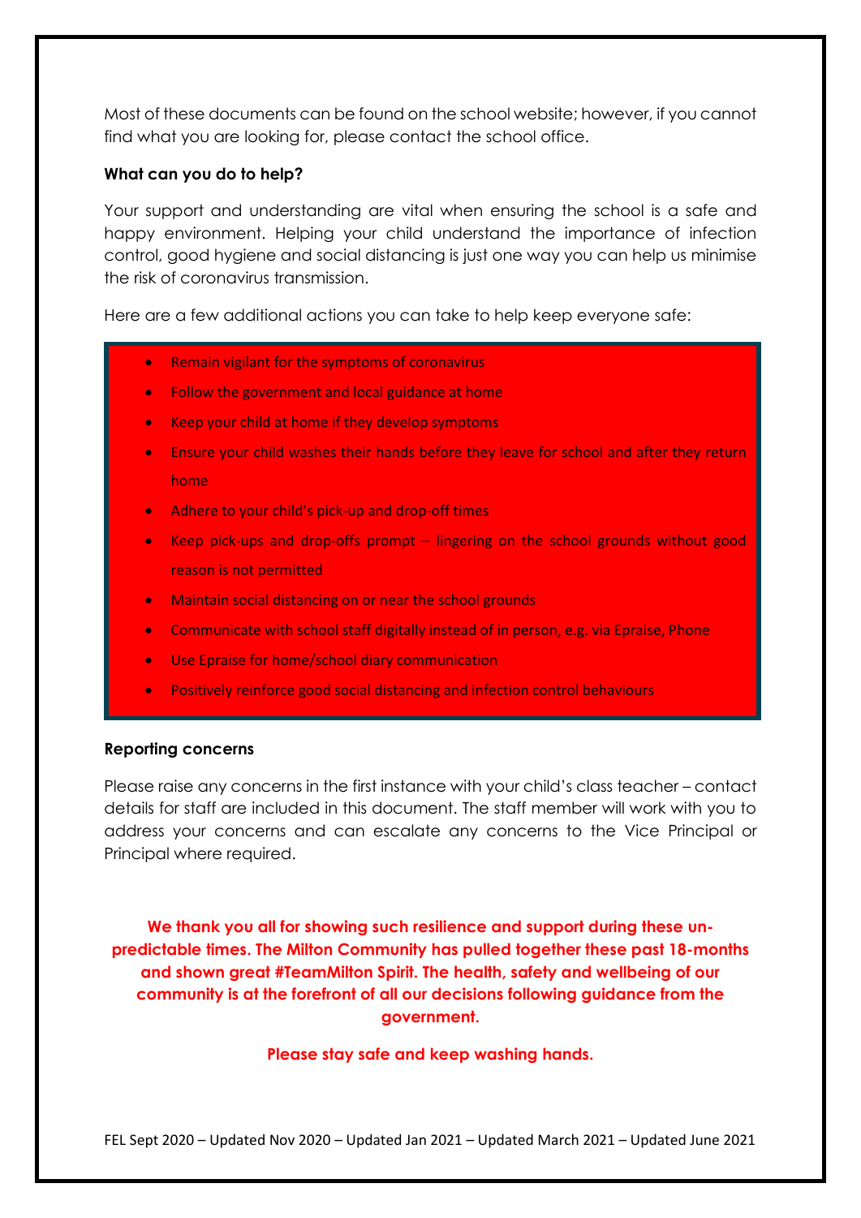Most of these documents can be found on the school website; however, if you cannot find what you are looking for, please contact the school office.

**What can you do to help?**

Your support and understanding are vital when ensuring the school is a safe and happy environment. Helping your child understand the importance of infection control, good hygiene and social distancing is just one way you can help us minimise the risk of coronavirus transmission.

Here are a few additional actions you can take to help keep everyone safe:

- Remain vigilant for the symptoms of coronavirus
- Follow the government and local guidance at home
- Keep your child at home if they develop symptoms
- Ensure your child washes their hands before they leave for school and after they return home
- Adhere to your child's pick-up and drop-off times
- Keep pick-ups and drop-offs prompt – lingering on the school grounds without good reason is not permitted
- Maintain social distancing on or near the school grounds
- Communicate with school staff digitally instead of in person, e.g. via Epraise, Phone
- Use Epraise for home/school diary communication
- Positively reinforce good social distancing and infection control behaviours

**Reporting concerns**

Please raise any concerns in the first instance with your child's class teacher – contact details for staff are included in this document. The staff member will work with you to address your concerns and can escalate any concerns to the Vice Principal or Principal where required.

**We thank you all for showing such resilience and support during these un-predictable times. The Milton Community has pulled together these past 18-months and shown great #TeamMilton Spirit. The health, safety and wellbeing of our community is at the forefront of all our decisions following guidance from the government.**

**Please stay safe and keep washing hands.**

FEL Sept 2020 – Updated Nov 2020 – Updated Jan 2021 – Updated March 2021 – Updated June 2021